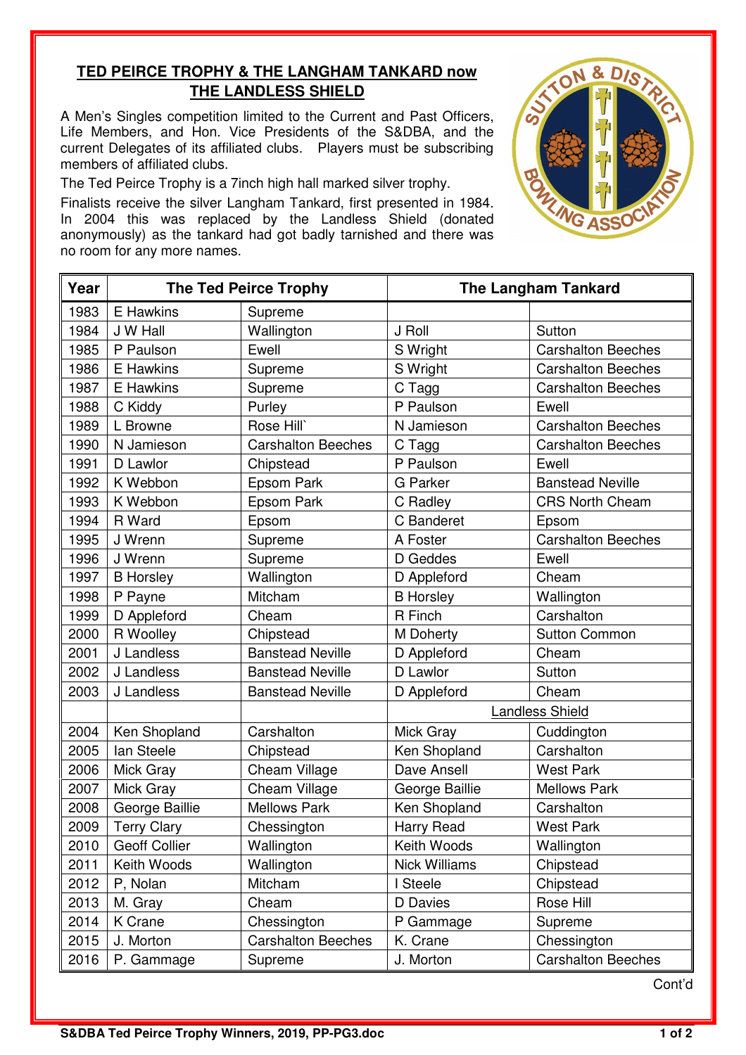## TED PEIRCE TROPHY & THE LANGHAM TANKARD now THE LANDLESS SHIELD

A Men's Singles competition limited to the Current and Past Officers, Life Members, and Hon. Vice Presidents of the S&DBA, and the current Delegates of its affiliated clubs. Players must be subscribing members of affiliated clubs.

The Ted Peirce Trophy is a 7inch high hall marked silver trophy.

Finalists receive the silver Langham Tankard, first presented in 1984. In 2004 this was replaced by the Landless Shield (donated anonymously) as the tankard had got badly tarnished and there was no room for any more names.

| Year | The Ted Peirce Trophy | | The Langham Tankard | |
|---|---|---|---|---|
| 1983 | E Hawkins | Supreme | | |
| 1984 | J W Hall | Wallington | J Roll | Sutton |
| 1985 | P Paulson | Ewell | S Wright | Carshalton Beeches |
| 1986 | E Hawkins | Supreme | S Wright | Carshalton Beeches |
| 1987 | E Hawkins | Supreme | C Tagg | Carshalton Beeches |
| 1988 | C Kiddy | Purley | P Paulson | Ewell |
| 1989 | L Browne | Rose Hill` | N Jamieson | Carshalton Beeches |
| 1990 | N Jamieson | Carshalton Beeches | C Tagg | Carshalton Beeches |
| 1991 | D Lawlor | Chipstead | P Paulson | Ewell |
| 1992 | K Webbon | Epsom Park | G Parker | Banstead Neville |
| 1993 | K Webbon | Epsom Park | C Radley | CRS North Cheam |
| 1994 | R Ward | Epsom | C Banderet | Epsom |
| 1995 | J Wrenn | Supreme | A Foster | Carshalton Beeches |
| 1996 | J Wrenn | Supreme | D Geddes | Ewell |
| 1997 | B Horsley | Wallington | D Appleford | Cheam |
| 1998 | P Payne | Mitcham | B Horsley | Wallington |
| 1999 | D Appleford | Cheam | R Finch | Carshalton |
| 2000 | R Woolley | Chipstead | M Doherty | Sutton Common |
| 2001 | J Landless | Banstead Neville | D Appleford | Cheam |
| 2002 | J Landless | Banstead Neville | D Lawlor | Sutton |
| 2003 | J Landless | Banstead Neville | D Appleford | Cheam |
| | | | Landless Shield | |
| 2004 | Ken Shopland | Carshalton | Mick Gray | Cuddington |
| 2005 | Ian Steele | Chipstead | Ken Shopland | Carshalton |
| 2006 | Mick Gray | Cheam Village | Dave Ansell | West Park |
| 2007 | Mick Gray | Cheam Village | George Baillie | Mellows Park |
| 2008 | George Baillie | Mellows Park | Ken Shopland | Carshalton |
| 2009 | Terry Clary | Chessington | Harry Read | West Park |
| 2010 | Geoff Collier | Wallington | Keith Woods | Wallington |
| 2011 | Keith Woods | Wallington | Nick Williams | Chipstead |
| 2012 | P, Nolan | Mitcham | I Steele | Chipstead |
| 2013 | M. Gray | Cheam | D Davies | Rose Hill |
| 2014 | K Crane | Chessington | P Gammage | Supreme |
| 2015 | J. Morton | Carshalton Beeches | K. Crane | Chessington |
| 2016 | P. Gammage | Supreme | J. Morton | Carshalton Beeches |

Cont'd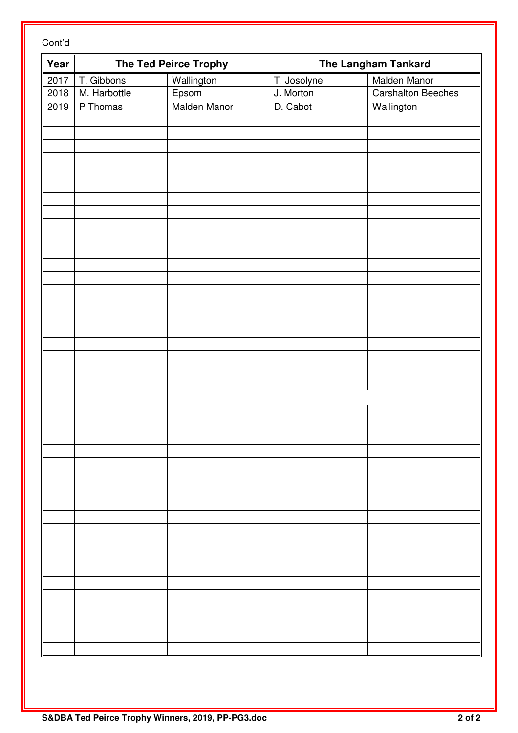Cont'd

| Year | The Ted Peirce Trophy | | The Langham Tankard | |
|---|---|---|---|---|
| 2017 | T. Gibbons | Wallington | T. Josolyne | Malden Manor |
| 2018 | M. Harbottle | Epsom | J. Morton | Carshalton Beeches |
| 2019 | P Thomas | Malden Manor | D. Cabot | Wallington |